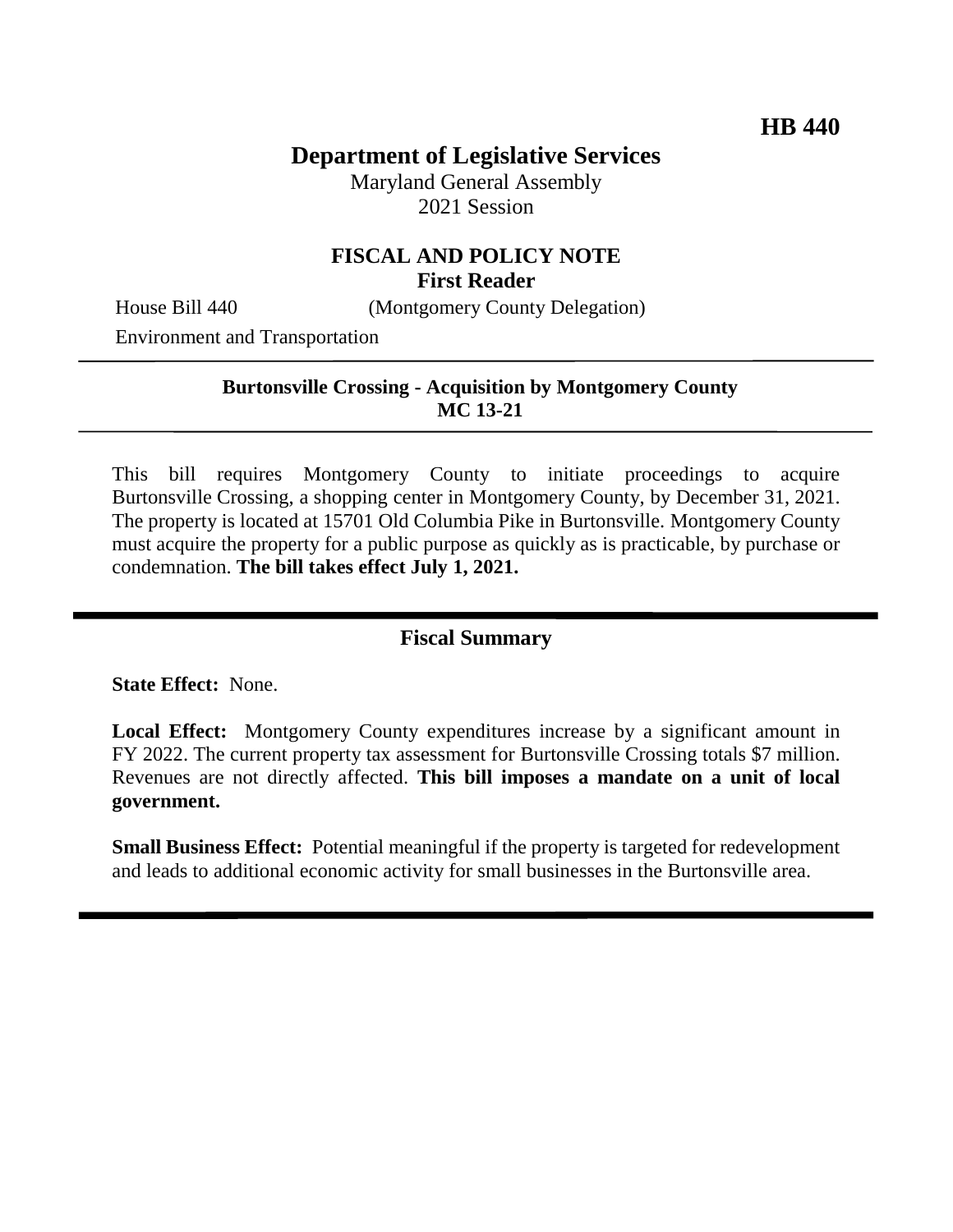**HB 440**

# Department of Legislative Services

Maryland General Assembly
2021 Session

## FISCAL AND POLICY NOTE
**First Reader**

House Bill 440 (Montgomery County Delegation)

Environment and Transportation

---

**Burtonsville Crossing - Acquisition by Montgomery County**
**MC 13-21**

---

This bill requires Montgomery County to initiate proceedings to acquire Burtonsville Crossing, a shopping center in Montgomery County, by December 31, 2021. The property is located at 15701 Old Columbia Pike in Burtonsville. Montgomery County must acquire the property for a public purpose as quickly as is practicable, by purchase or condemnation. **The bill takes effect July 1, 2021.**

---

## Fiscal Summary

**State Effect:** None.

**Local Effect:** Montgomery County expenditures increase by a significant amount in FY 2022. The current property tax assessment for Burtonsville Crossing totals $7 million. Revenues are not directly affected. **This bill imposes a mandate on a unit of local government.**

**Small Business Effect:** Potential meaningful if the property is targeted for redevelopment and leads to additional economic activity for small businesses in the Burtonsville area.

---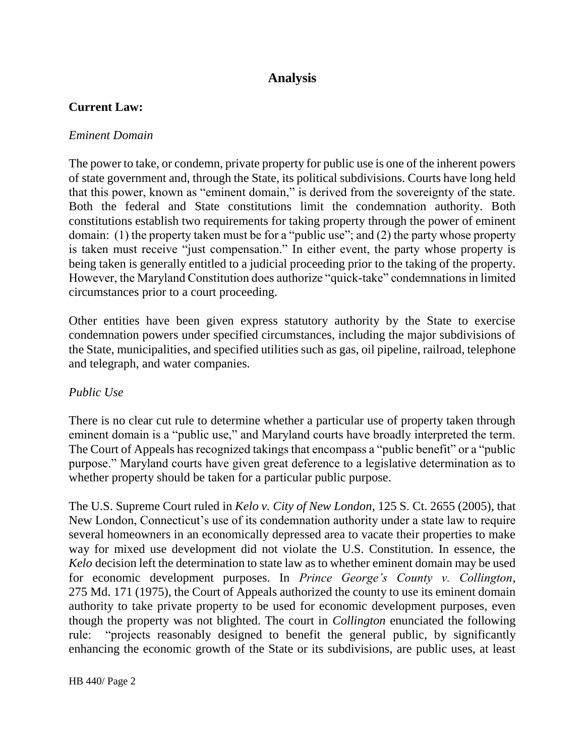## Analysis

**Current Law:**

*Eminent Domain*

The power to take, or condemn, private property for public use is one of the inherent powers of state government and, through the State, its political subdivisions. Courts have long held that this power, known as "eminent domain," is derived from the sovereignty of the state. Both the federal and State constitutions limit the condemnation authority. Both constitutions establish two requirements for taking property through the power of eminent domain: (1) the property taken must be for a "public use"; and (2) the party whose property is taken must receive "just compensation." In either event, the party whose property is being taken is generally entitled to a judicial proceeding prior to the taking of the property. However, the Maryland Constitution does authorize "quick-take" condemnations in limited circumstances prior to a court proceeding.

Other entities have been given express statutory authority by the State to exercise condemnation powers under specified circumstances, including the major subdivisions of the State, municipalities, and specified utilities such as gas, oil pipeline, railroad, telephone and telegraph, and water companies.

*Public Use*

There is no clear cut rule to determine whether a particular use of property taken through eminent domain is a "public use," and Maryland courts have broadly interpreted the term. The Court of Appeals has recognized takings that encompass a "public benefit" or a "public purpose." Maryland courts have given great deference to a legislative determination as to whether property should be taken for a particular public purpose.

The U.S. Supreme Court ruled in *Kelo v. City of New London*, 125 S. Ct. 2655 (2005), that New London, Connecticut's use of its condemnation authority under a state law to require several homeowners in an economically depressed area to vacate their properties to make way for mixed use development did not violate the U.S. Constitution. In essence, the *Kelo* decision left the determination to state law as to whether eminent domain may be used for economic development purposes. In *Prince George's County v. Collington*, 275 Md. 171 (1975), the Court of Appeals authorized the county to use its eminent domain authority to take private property to be used for economic development purposes, even though the property was not blighted. The court in *Collington* enunciated the following rule: "projects reasonably designed to benefit the general public, by significantly enhancing the economic growth of the State or its subdivisions, are public uses, at least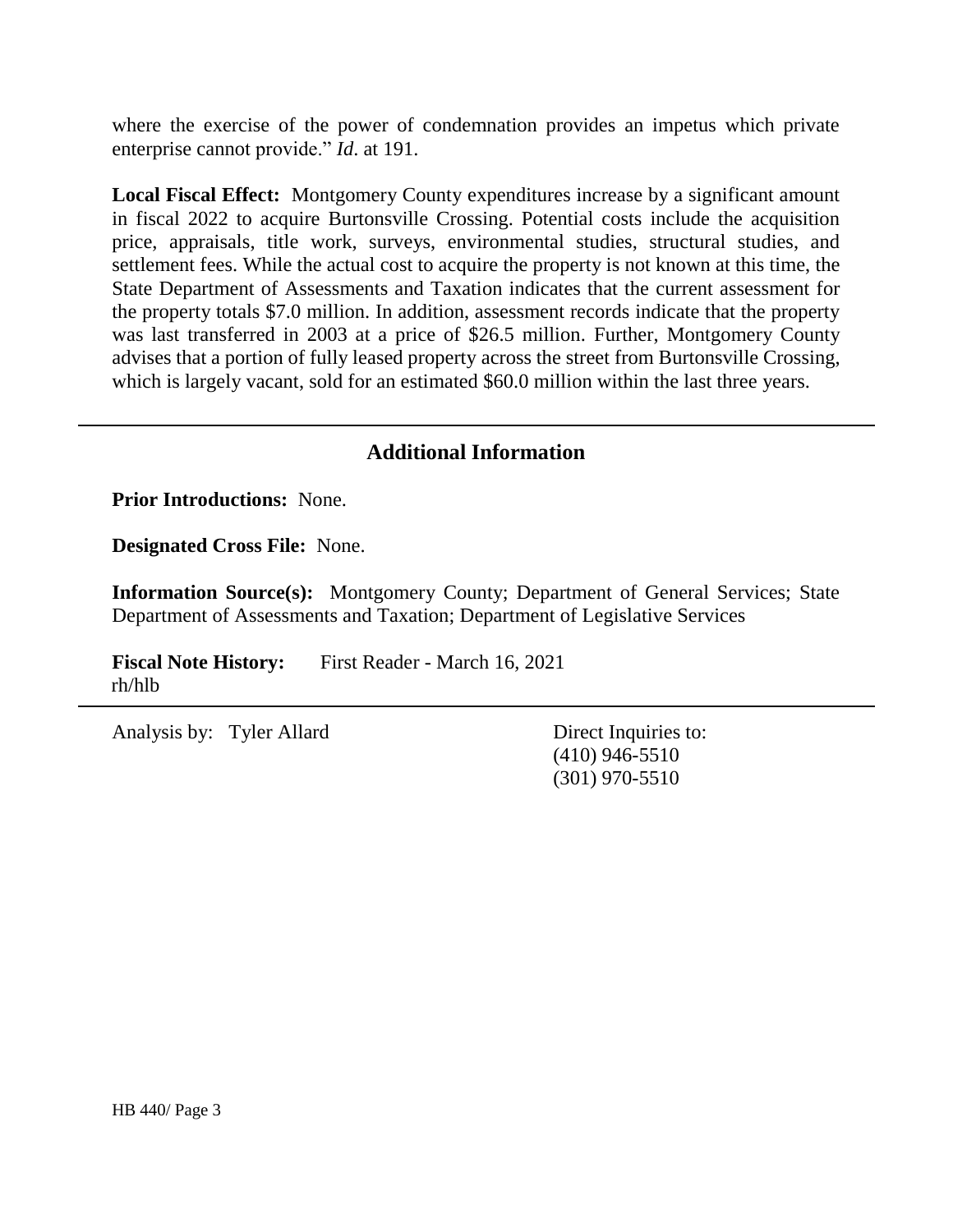where the exercise of the power of condemnation provides an impetus which private enterprise cannot provide." *Id*. at 191.

**Local Fiscal Effect:** Montgomery County expenditures increase by a significant amount in fiscal 2022 to acquire Burtonsville Crossing. Potential costs include the acquisition price, appraisals, title work, surveys, environmental studies, structural studies, and settlement fees. While the actual cost to acquire the property is not known at this time, the State Department of Assessments and Taxation indicates that the current assessment for the property totals $7.0 million. In addition, assessment records indicate that the property was last transferred in 2003 at a price of $26.5 million. Further, Montgomery County advises that a portion of fully leased property across the street from Burtonsville Crossing, which is largely vacant, sold for an estimated $60.0 million within the last three years.

## Additional Information

**Prior Introductions:** None.

**Designated Cross File:** None.

**Information Source(s):** Montgomery County; Department of General Services; State Department of Assessments and Taxation; Department of Legislative Services

**Fiscal Note History:** First Reader - March 16, 2021
rh/hlb

Analysis by: Tyler Allard

Direct Inquiries to:
(410) 946-5510
(301) 970-5510